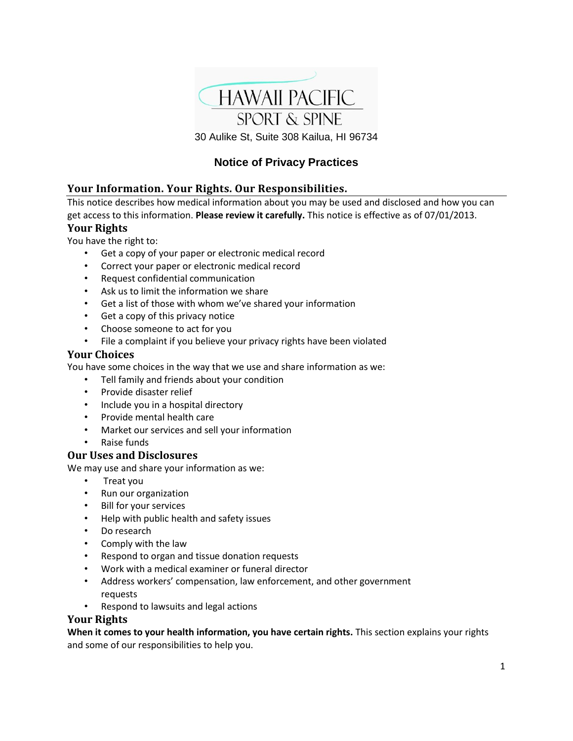# HAWAII PACIFIC SPORT & SPINE

30 Aulike St, Suite 308 Kailua, HI 96734

## Notice of Privacy Practices

### Your Information. Your Rights. Our Responsibilities.

This notice describes how medical information about you may be used and disclosed and how you can get access to this information. **Please review it carefully.** This notice is effective as of 07/01/2013.

### Your Rights

You have the right to:

- Get a copy of your paper or electronic medical record
- Correct your paper or electronic medical record
- Request confidential communication
- Ask us to limit the information we share
- Get a list of those with whom we've shared your information
- Get a copy of this privacy notice
- Choose someone to act for you
- File a complaint if you believe your privacy rights have been violated

### Your Choices

You have some choices in the way that we use and share information as we:

- Tell family and friends about your condition
- Provide disaster relief
- Include you in a hospital directory
- Provide mental health care
- Market our services and sell your information
- Raise funds

### Our Uses and Disclosures

We may use and share your information as we:

- Treat you
- Run our organization
- Bill for your services
- Help with public health and safety issues
- Do research
- Comply with the law
- Respond to organ and tissue donation requests
- Work with a medical examiner or funeral director
- Address workers' compensation, law enforcement, and other government requests
- Respond to lawsuits and legal actions

### Your Rights

**When it comes to your health information, you have certain rights.** This section explains your rights and some of our responsibilities to help you.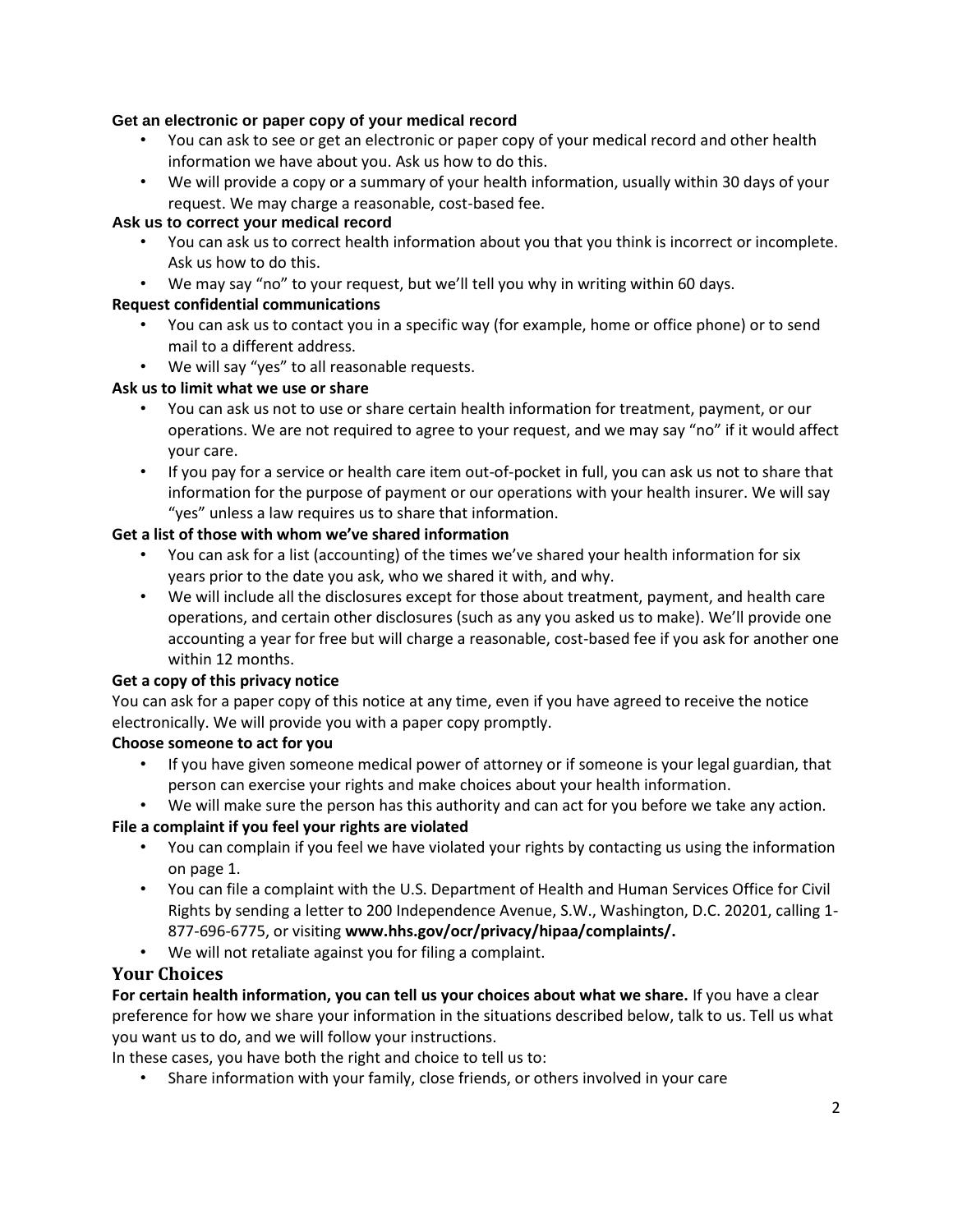### Get an electronic or paper copy of your medical record

- You can ask to see or get an electronic or paper copy of your medical record and other health information we have about you. Ask us how to do this.
- We will provide a copy or a summary of your health information, usually within 30 days of your request. We may charge a reasonable, cost-based fee.

### Ask us to correct your medical record

- You can ask us to correct health information about you that you think is incorrect or incomplete. Ask us how to do this.
- We may say "no" to your request, but we'll tell you why in writing within 60 days.

### Request confidential communications

- You can ask us to contact you in a specific way (for example, home or office phone) or to send mail to a different address.
- We will say "yes" to all reasonable requests.

### Ask us to limit what we use or share

- You can ask us not to use or share certain health information for treatment, payment, or our operations. We are not required to agree to your request, and we may say "no" if it would affect your care.
- If you pay for a service or health care item out-of-pocket in full, you can ask us not to share that information for the purpose of payment or our operations with your health insurer. We will say "yes" unless a law requires us to share that information.

### Get a list of those with whom we've shared information

- You can ask for a list (accounting) of the times we've shared your health information for six years prior to the date you ask, who we shared it with, and why.
- We will include all the disclosures except for those about treatment, payment, and health care operations, and certain other disclosures (such as any you asked us to make). We'll provide one accounting a year for free but will charge a reasonable, cost-based fee if you ask for another one within 12 months.

### Get a copy of this privacy notice

You can ask for a paper copy of this notice at any time, even if you have agreed to receive the notice electronically. We will provide you with a paper copy promptly.

### Choose someone to act for you

- If you have given someone medical power of attorney or if someone is your legal guardian, that person can exercise your rights and make choices about your health information.
- We will make sure the person has this authority and can act for you before we take any action.

### File a complaint if you feel your rights are violated

- You can complain if you feel we have violated your rights by contacting us using the information on page 1.
- You can file a complaint with the U.S. Department of Health and Human Services Office for Civil Rights by sending a letter to 200 Independence Avenue, S.W., Washington, D.C. 20201, calling 1-877-696-6775, or visiting **www.hhs.gov/ocr/privacy/hipaa/complaints/.**
- We will not retaliate against you for filing a complaint.

## Your Choices

**For certain health information, you can tell us your choices about what we share.** If you have a clear preference for how we share your information in the situations described below, talk to us. Tell us what you want us to do, and we will follow your instructions.

In these cases, you have both the right and choice to tell us to:

- Share information with your family, close friends, or others involved in your care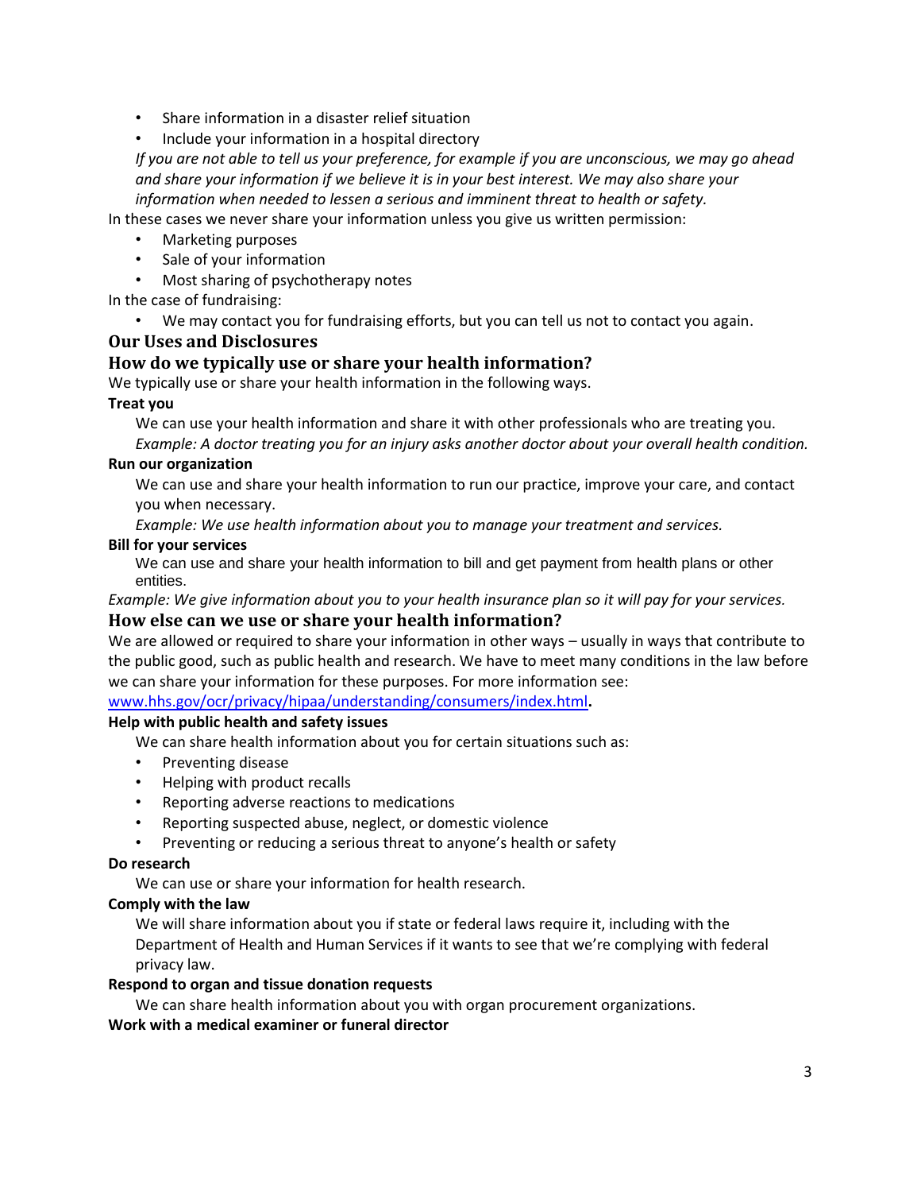- Share information in a disaster relief situation
- Include your information in a hospital directory

*If you are not able to tell us your preference, for example if you are unconscious, we may go ahead and share your information if we believe it is in your best interest. We may also share your information when needed to lessen a serious and imminent threat to health or safety.*

In these cases we never share your information unless you give us written permission:

- Marketing purposes
- Sale of your information
- Most sharing of psychotherapy notes

In the case of fundraising:

- We may contact you for fundraising efforts, but you can tell us not to contact you again.

## Our Uses and Disclosures

## How do we typically use or share your health information?

We typically use or share your health information in the following ways.

**Treat you**

We can use your health information and share it with other professionals who are treating you.

*Example: A doctor treating you for an injury asks another doctor about your overall health condition.*

**Run our organization**

We can use and share your health information to run our practice, improve your care, and contact you when necessary.

*Example: We use health information about you to manage your treatment and services.*

**Bill for your services**

We can use and share your health information to bill and get payment from health plans or other entities.

*Example: We give information about you to your health insurance plan so it will pay for your services.*

## How else can we use or share your health information?

We are allowed or required to share your information in other ways – usually in ways that contribute to the public good, such as public health and research. We have to meet many conditions in the law before we can share your information for these purposes. For more information see: [www.hhs.gov/ocr/privacy/hipaa/understanding/consumers/index.html](http://www.hhs.gov/ocr/privacy/hipaa/understanding/consumers/index.html)**.**

**Help with public health and safety issues**

We can share health information about you for certain situations such as:

- Preventing disease
- Helping with product recalls
- Reporting adverse reactions to medications
- Reporting suspected abuse, neglect, or domestic violence
- Preventing or reducing a serious threat to anyone's health or safety

**Do research**

We can use or share your information for health research.

**Comply with the law**

We will share information about you if state or federal laws require it, including with the Department of Health and Human Services if it wants to see that we're complying with federal privacy law.

**Respond to organ and tissue donation requests**

We can share health information about you with organ procurement organizations.

**Work with a medical examiner or funeral director**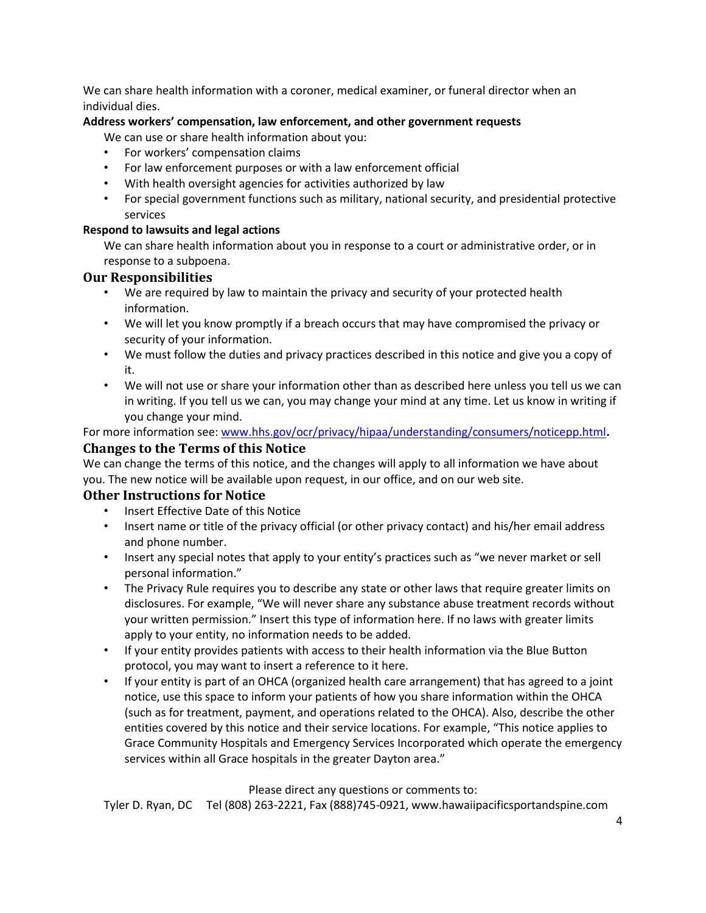We can share health information with a coroner, medical examiner, or funeral director when an individual dies.

**Address workers' compensation, law enforcement, and other government requests**

We can use or share health information about you:

- For workers' compensation claims
- For law enforcement purposes or with a law enforcement official
- With health oversight agencies for activities authorized by law
- For special government functions such as military, national security, and presidential protective services

**Respond to lawsuits and legal actions**

We can share health information about you in response to a court or administrative order, or in response to a subpoena.

## Our Responsibilities

- We are required by law to maintain the privacy and security of your protected health information.
- We will let you know promptly if a breach occurs that may have compromised the privacy or security of your information.
- We must follow the duties and privacy practices described in this notice and give you a copy of it.
- We will not use or share your information other than as described here unless you tell us we can in writing. If you tell us we can, you may change your mind at any time. Let us know in writing if you change your mind.

For more information see: [www.hhs.gov/ocr/privacy/hipaa/understanding/consumers/noticepp.html](http://www.hhs.gov/ocr/privacy/hipaa/understanding/consumers/noticepp.html).

## Changes to the Terms of this Notice

We can change the terms of this notice, and the changes will apply to all information we have about you. The new notice will be available upon request, in our office, and on our web site.

## Other Instructions for Notice

- Insert Effective Date of this Notice
- Insert name or title of the privacy official (or other privacy contact) and his/her email address and phone number.
- Insert any special notes that apply to your entity's practices such as "we never market or sell personal information."
- The Privacy Rule requires you to describe any state or other laws that require greater limits on disclosures. For example, "We will never share any substance abuse treatment records without your written permission." Insert this type of information here. If no laws with greater limits apply to your entity, no information needs to be added.
- If your entity provides patients with access to their health information via the Blue Button protocol, you may want to insert a reference to it here.
- If your entity is part of an OHCA (organized health care arrangement) that has agreed to a joint notice, use this space to inform your patients of how you share information within the OHCA (such as for treatment, payment, and operations related to the OHCA). Also, describe the other entities covered by this notice and their service locations. For example, "This notice applies to Grace Community Hospitals and Emergency Services Incorporated which operate the emergency services within all Grace hospitals in the greater Dayton area."

Please direct any questions or comments to:

Tyler D. Ryan, DC Tel (808) 263-2221, Fax (888)745-0921, www.hawaiipacificsportandspine.com